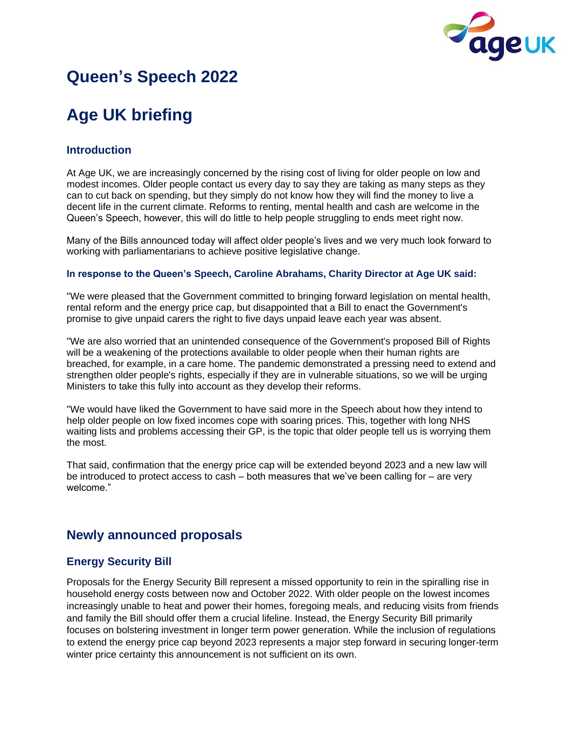# Queen's Speech 2022

# Age UK briefing

## Introduction

At Age UK, we are increasingly concerned by the rising cost of living for older people on low and modest incomes. Older people contact us every day to say they are taking as many steps as they can to cut back on spending, but they simply do not know how they will find the money to live a decent life in the current climate. Reforms to renting, mental health and cash are welcome in the Queen's Speech, however, this will do little to help people struggling to ends meet right now.

Many of the Bills announced today will affect older people's lives and we very much look forward to working with parliamentarians to achieve positive legislative change.

#### In response to the Queen's Speech, Caroline Abrahams, Charity Director at Age UK said:

"We were pleased that the Government committed to bringing forward legislation on mental health, rental reform and the energy price cap, but disappointed that a Bill to enact the Government's promise to give unpaid carers the right to five days unpaid leave each year was absent.

"We are also worried that an unintended consequence of the Government's proposed Bill of Rights will be a weakening of the protections available to older people when their human rights are breached, for example, in a care home. The pandemic demonstrated a pressing need to extend and strengthen older people's rights, especially if they are in vulnerable situations, so we will be urging Ministers to take this fully into account as they develop their reforms.

"We would have liked the Government to have said more in the Speech about how they intend to help older people on low fixed incomes cope with soaring prices. This, together with long NHS waiting lists and problems accessing their GP, is the topic that older people tell us is worrying them the most.

That said, confirmation that the energy price cap will be extended beyond 2023 and a new law will be introduced to protect access to cash – both measures that we've been calling for – are very welcome."

## Newly announced proposals

### Energy Security Bill

Proposals for the Energy Security Bill represent a missed opportunity to rein in the spiralling rise in household energy costs between now and October 2022. With older people on the lowest incomes increasingly unable to heat and power their homes, foregoing meals, and reducing visits from friends and family the Bill should offer them a crucial lifeline. Instead, the Energy Security Bill primarily focuses on bolstering investment in longer term power generation. While the inclusion of regulations to extend the energy price cap beyond 2023 represents a major step forward in securing longer-term winter price certainty this announcement is not sufficient on its own.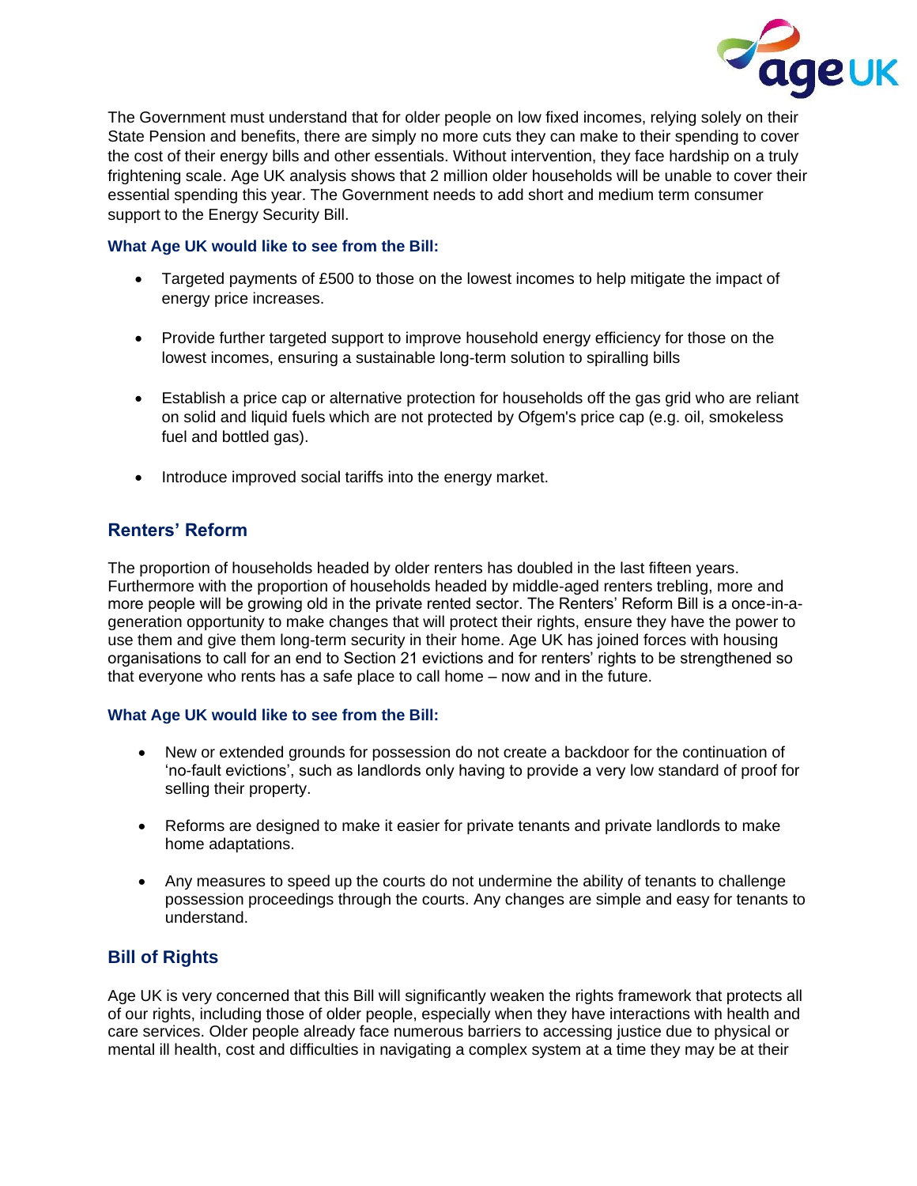The Government must understand that for older people on low fixed incomes, relying solely on their State Pension and benefits, there are simply no more cuts they can make to their spending to cover the cost of their energy bills and other essentials. Without intervention, they face hardship on a truly frightening scale. Age UK analysis shows that 2 million older households will be unable to cover their essential spending this year. The Government needs to add short and medium term consumer support to the Energy Security Bill.

#### What Age UK would like to see from the Bill:

- Targeted payments of £500 to those on the lowest incomes to help mitigate the impact of energy price increases.
- Provide further targeted support to improve household energy efficiency for those on the lowest incomes, ensuring a sustainable long-term solution to spiralling bills
- Establish a price cap or alternative protection for households off the gas grid who are reliant on solid and liquid fuels which are not protected by Ofgem's price cap (e.g. oil, smokeless fuel and bottled gas).
- Introduce improved social tariffs into the energy market.

## Renters' Reform

The proportion of households headed by older renters has doubled in the last fifteen years. Furthermore with the proportion of households headed by middle-aged renters trebling, more and more people will be growing old in the private rented sector. The Renters' Reform Bill is a once-in-a-generation opportunity to make changes that will protect their rights, ensure they have the power to use them and give them long-term security in their home. Age UK has joined forces with housing organisations to call for an end to Section 21 evictions and for renters' rights to be strengthened so that everyone who rents has a safe place to call home – now and in the future.

#### What Age UK would like to see from the Bill:

- New or extended grounds for possession do not create a backdoor for the continuation of 'no-fault evictions', such as landlords only having to provide a very low standard of proof for selling their property.
- Reforms are designed to make it easier for private tenants and private landlords to make home adaptations.
- Any measures to speed up the courts do not undermine the ability of tenants to challenge possession proceedings through the courts. Any changes are simple and easy for tenants to understand.

## Bill of Rights

Age UK is very concerned that this Bill will significantly weaken the rights framework that protects all of our rights, including those of older people, especially when they have interactions with health and care services. Older people already face numerous barriers to accessing justice due to physical or mental ill health, cost and difficulties in navigating a complex system at a time they may be at their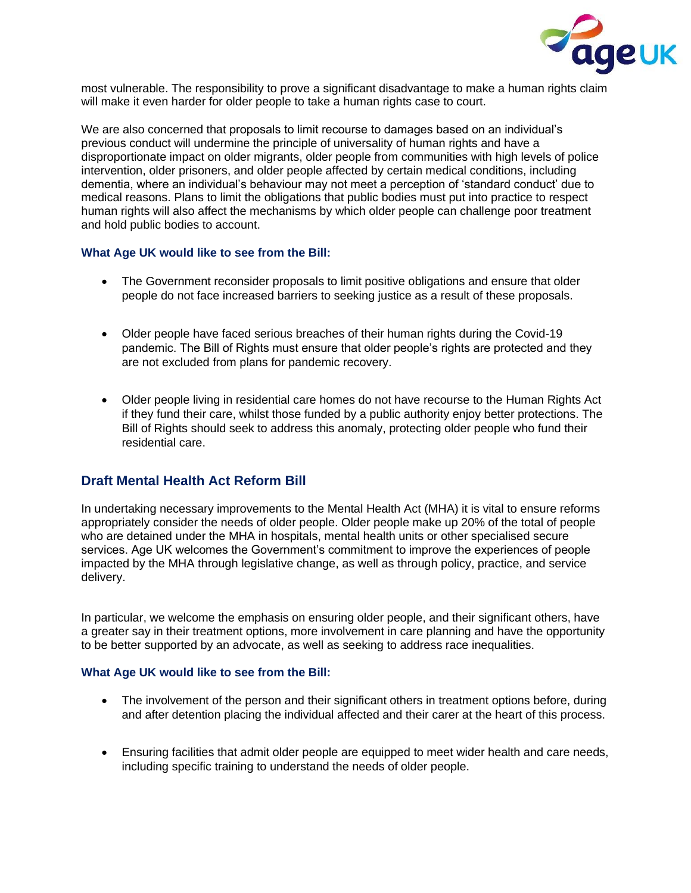most vulnerable. The responsibility to prove a significant disadvantage to make a human rights claim will make it even harder for older people to take a human rights case to court.

We are also concerned that proposals to limit recourse to damages based on an individual's previous conduct will undermine the principle of universality of human rights and have a disproportionate impact on older migrants, older people from communities with high levels of police intervention, older prisoners, and older people affected by certain medical conditions, including dementia, where an individual's behaviour may not meet a perception of 'standard conduct' due to medical reasons. Plans to limit the obligations that public bodies must put into practice to respect human rights will also affect the mechanisms by which older people can challenge poor treatment and hold public bodies to account.

**What Age UK would like to see from the Bill:**

- The Government reconsider proposals to limit positive obligations and ensure that older people do not face increased barriers to seeking justice as a result of these proposals.
- Older people have faced serious breaches of their human rights during the Covid-19 pandemic. The Bill of Rights must ensure that older people's rights are protected and they are not excluded from plans for pandemic recovery.
- Older people living in residential care homes do not have recourse to the Human Rights Act if they fund their care, whilst those funded by a public authority enjoy better protections. The Bill of Rights should seek to address this anomaly, protecting older people who fund their residential care.

## Draft Mental Health Act Reform Bill

In undertaking necessary improvements to the Mental Health Act (MHA) it is vital to ensure reforms appropriately consider the needs of older people. Older people make up 20% of the total of people who are detained under the MHA in hospitals, mental health units or other specialised secure services. Age UK welcomes the Government's commitment to improve the experiences of people impacted by the MHA through legislative change, as well as through policy, practice, and service delivery.

In particular, we welcome the emphasis on ensuring older people, and their significant others, have a greater say in their treatment options, more involvement in care planning and have the opportunity to be better supported by an advocate, as well as seeking to address race inequalities.

**What Age UK would like to see from the Bill:**

- The involvement of the person and their significant others in treatment options before, during and after detention placing the individual affected and their carer at the heart of this process.
- Ensuring facilities that admit older people are equipped to meet wider health and care needs, including specific training to understand the needs of older people.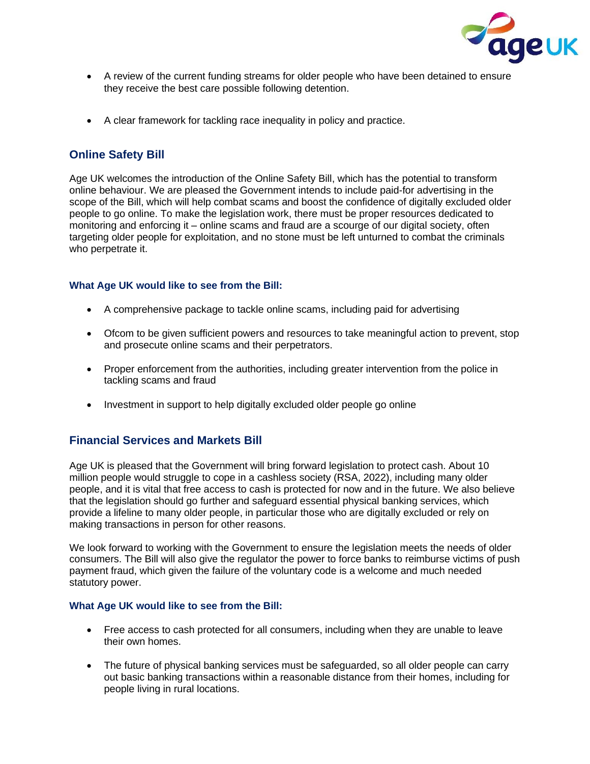- A review of the current funding streams for older people who have been detained to ensure they receive the best care possible following detention.

- A clear framework for tackling race inequality in policy and practice.

## Online Safety Bill

Age UK welcomes the introduction of the Online Safety Bill, which has the potential to transform online behaviour. We are pleased the Government intends to include paid-for advertising in the scope of the Bill, which will help combat scams and boost the confidence of digitally excluded older people to go online. To make the legislation work, there must be proper resources dedicated to monitoring and enforcing it – online scams and fraud are a scourge of our digital society, often targeting older people for exploitation, and no stone must be left unturned to combat the criminals who perpetrate it.

### What Age UK would like to see from the Bill:

- A comprehensive package to tackle online scams, including paid for advertising

- Ofcom to be given sufficient powers and resources to take meaningful action to prevent, stop and prosecute online scams and their perpetrators.

- Proper enforcement from the authorities, including greater intervention from the police in tackling scams and fraud

- Investment in support to help digitally excluded older people go online

## Financial Services and Markets Bill

Age UK is pleased that the Government will bring forward legislation to protect cash. About 10 million people would struggle to cope in a cashless society (RSA, 2022), including many older people, and it is vital that free access to cash is protected for now and in the future. We also believe that the legislation should go further and safeguard essential physical banking services, which provide a lifeline to many older people, in particular those who are digitally excluded or rely on making transactions in person for other reasons.

We look forward to working with the Government to ensure the legislation meets the needs of older consumers. The Bill will also give the regulator the power to force banks to reimburse victims of push payment fraud, which given the failure of the voluntary code is a welcome and much needed statutory power.

### What Age UK would like to see from the Bill:

- Free access to cash protected for all consumers, including when they are unable to leave their own homes.

- The future of physical banking services must be safeguarded, so all older people can carry out basic banking transactions within a reasonable distance from their homes, including for people living in rural locations.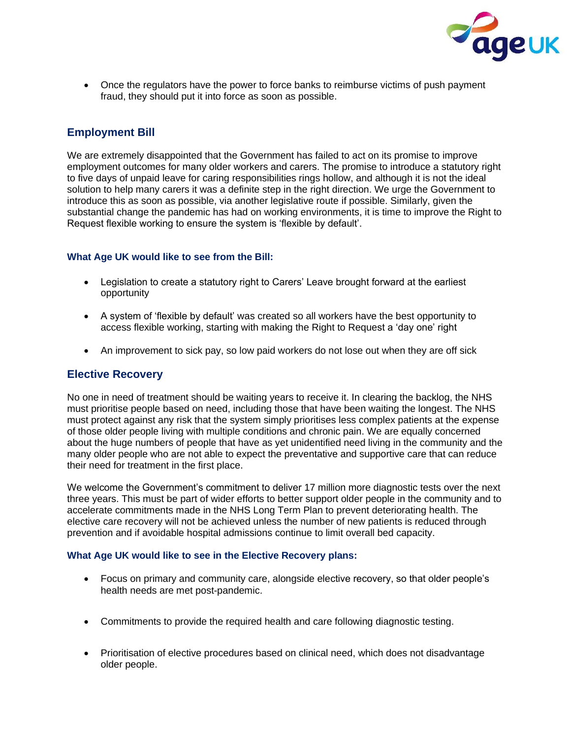- Once the regulators have the power to force banks to reimburse victims of push payment fraud, they should put it into force as soon as possible.

## Employment Bill

We are extremely disappointed that the Government has failed to act on its promise to improve employment outcomes for many older workers and carers. The promise to introduce a statutory right to five days of unpaid leave for caring responsibilities rings hollow, and although it is not the ideal solution to help many carers it was a definite step in the right direction. We urge the Government to introduce this as soon as possible, via another legislative route if possible. Similarly, given the substantial change the pandemic has had on working environments, it is time to improve the Right to Request flexible working to ensure the system is 'flexible by default'.

### What Age UK would like to see from the Bill:

- Legislation to create a statutory right to Carers' Leave brought forward at the earliest opportunity
- A system of 'flexible by default' was created so all workers have the best opportunity to access flexible working, starting with making the Right to Request a 'day one' right
- An improvement to sick pay, so low paid workers do not lose out when they are off sick

## Elective Recovery

No one in need of treatment should be waiting years to receive it. In clearing the backlog, the NHS must prioritise people based on need, including those that have been waiting the longest. The NHS must protect against any risk that the system simply prioritises less complex patients at the expense of those older people living with multiple conditions and chronic pain. We are equally concerned about the huge numbers of people that have as yet unidentified need living in the community and the many older people who are not able to expect the preventative and supportive care that can reduce their need for treatment in the first place.

We welcome the Government's commitment to deliver 17 million more diagnostic tests over the next three years. This must be part of wider efforts to better support older people in the community and to accelerate commitments made in the NHS Long Term Plan to prevent deteriorating health. The elective care recovery will not be achieved unless the number of new patients is reduced through prevention and if avoidable hospital admissions continue to limit overall bed capacity.

### What Age UK would like to see in the Elective Recovery plans:

- Focus on primary and community care, alongside elective recovery, so that older people's health needs are met post-pandemic.
- Commitments to provide the required health and care following diagnostic testing.
- Prioritisation of elective procedures based on clinical need, which does not disadvantage older people.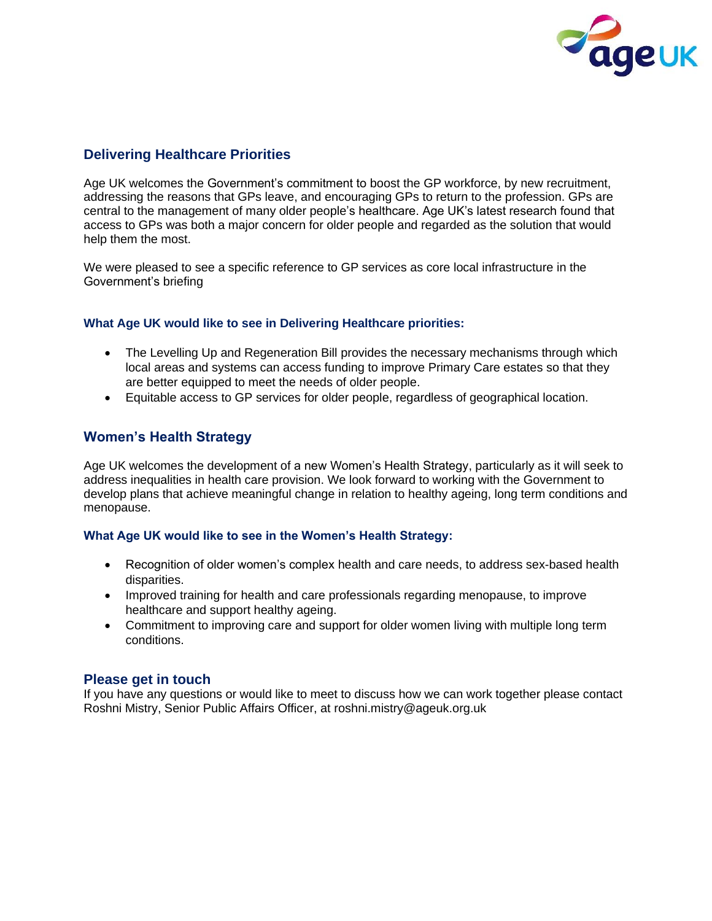## Delivering Healthcare Priorities

Age UK welcomes the Government's commitment to boost the GP workforce, by new recruitment, addressing the reasons that GPs leave, and encouraging GPs to return to the profession. GPs are central to the management of many older people's healthcare. Age UK's latest research found that access to GPs was both a major concern for older people and regarded as the solution that would help them the most.

We were pleased to see a specific reference to GP services as core local infrastructure in the Government's briefing

### What Age UK would like to see in Delivering Healthcare priorities:

- The Levelling Up and Regeneration Bill provides the necessary mechanisms through which local areas and systems can access funding to improve Primary Care estates so that they are better equipped to meet the needs of older people.
- Equitable access to GP services for older people, regardless of geographical location.

## Women's Health Strategy

Age UK welcomes the development of a new Women's Health Strategy, particularly as it will seek to address inequalities in health care provision. We look forward to working with the Government to develop plans that achieve meaningful change in relation to healthy ageing, long term conditions and menopause.

### What Age UK would like to see in the Women's Health Strategy:

- Recognition of older women's complex health and care needs, to address sex-based health disparities.
- Improved training for health and care professionals regarding menopause, to improve healthcare and support healthy ageing.
- Commitment to improving care and support for older women living with multiple long term conditions.

## Please get in touch

If you have any questions or would like to meet to discuss how we can work together please contact Roshni Mistry, Senior Public Affairs Officer, at roshni.mistry@ageuk.org.uk